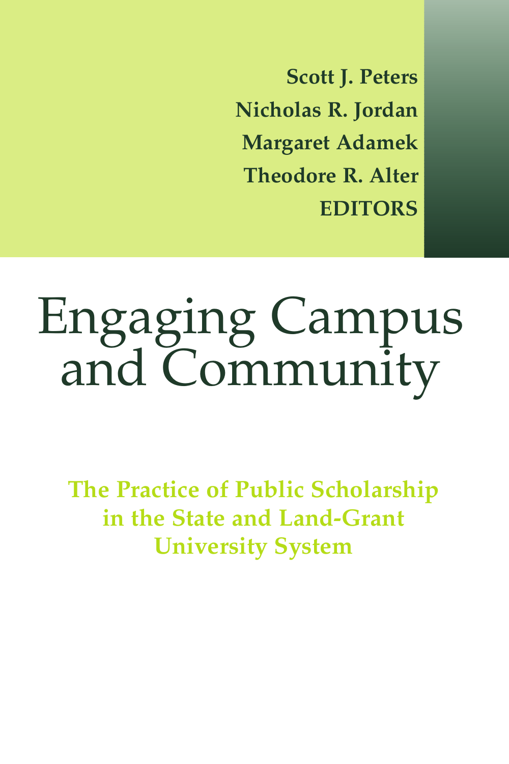**Scott J. Peters**
**Nicholas R. Jordan**
**Margaret Adamek**
**Theodore R. Alter**
**EDITORS**

# Engaging Campus and Community

## The Practice of Public Scholarship in the State and Land-Grant University System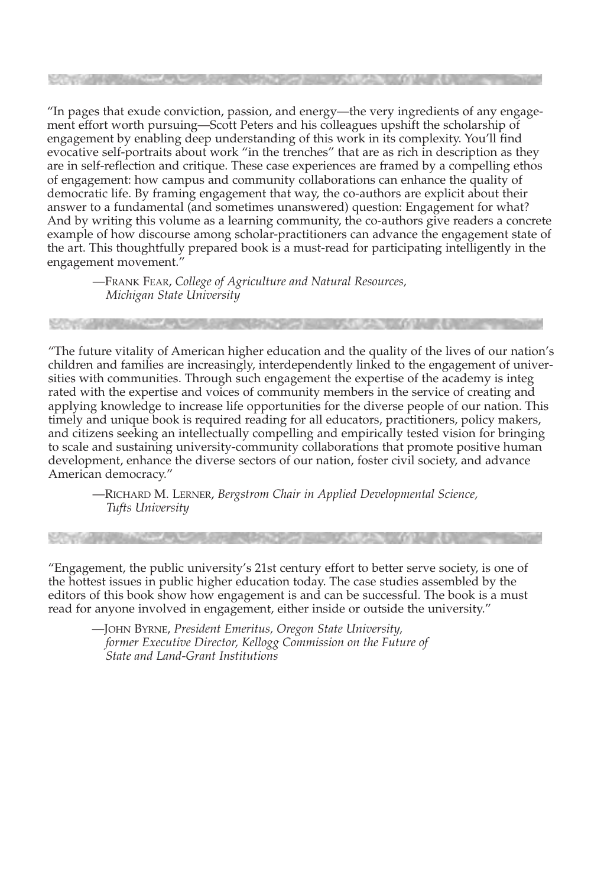"In pages that exude conviction, passion, and energy—the very ingredients of any engagement effort worth pursuing—Scott Peters and his colleagues upshift the scholarship of engagement by enabling deep understanding of this work in its complexity. You'll find evocative self-portraits about work "in the trenches" that are as rich in description as they are in self-reflection and critique. These case experiences are framed by a compelling ethos of engagement: how campus and community collaborations can enhance the quality of democratic life. By framing engagement that way, the co-authors are explicit about their answer to a fundamental (and sometimes unanswered) question: Engagement for what? And by writing this volume as a learning community, the co-authors give readers a concrete example of how discourse among scholar-practitioners can advance the engagement state of the art. This thoughtfully prepared book is a must-read for participating intelligently in the engagement movement."

—FRANK FEAR, *College of Agriculture and Natural Resources, Michigan State University*

---

"The future vitality of American higher education and the quality of the lives of our nation's children and families are increasingly, interdependently linked to the engagement of universities with communities. Through such engagement the expertise of the academy is integ rated with the expertise and voices of community members in the service of creating and applying knowledge to increase life opportunities for the diverse people of our nation. This timely and unique book is required reading for all educators, practitioners, policy makers, and citizens seeking an intellectually compelling and empirically tested vision for bringing to scale and sustaining university-community collaborations that promote positive human development, enhance the diverse sectors of our nation, foster civil society, and advance American democracy."

—RICHARD M. LERNER, *Bergstrom Chair in Applied Developmental Science, Tufts University*

---

"Engagement, the public university's 21st century effort to better serve society, is one of the hottest issues in public higher education today. The case studies assembled by the editors of this book show how engagement is and can be successful. The book is a must read for anyone involved in engagement, either inside or outside the university."

—JOHN BYRNE, *President Emeritus, Oregon State University, former Executive Director, Kellogg Commission on the Future of State and Land-Grant Institutions*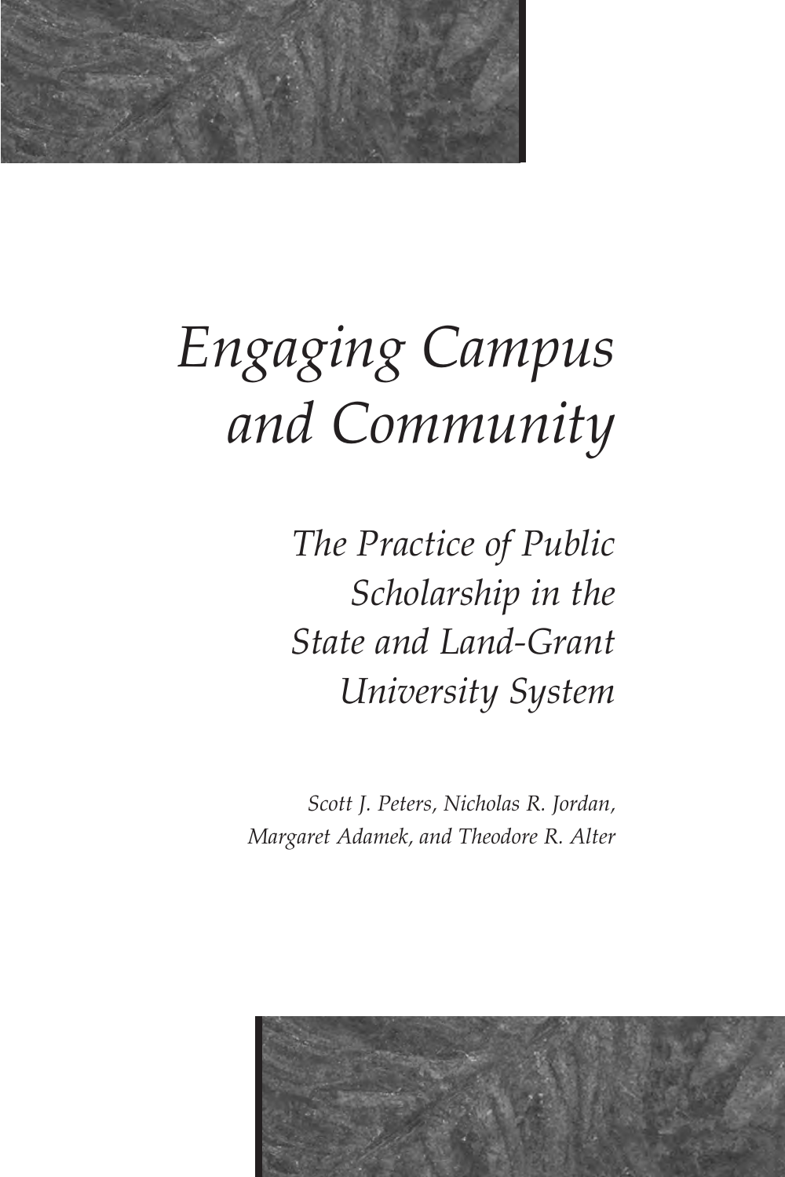# *Engaging Campus and Community*

## *The Practice of Public Scholarship in the State and Land-Grant University System*

*Scott J. Peters, Nicholas R. Jordan, Margaret Adamek, and Theodore R. Alter*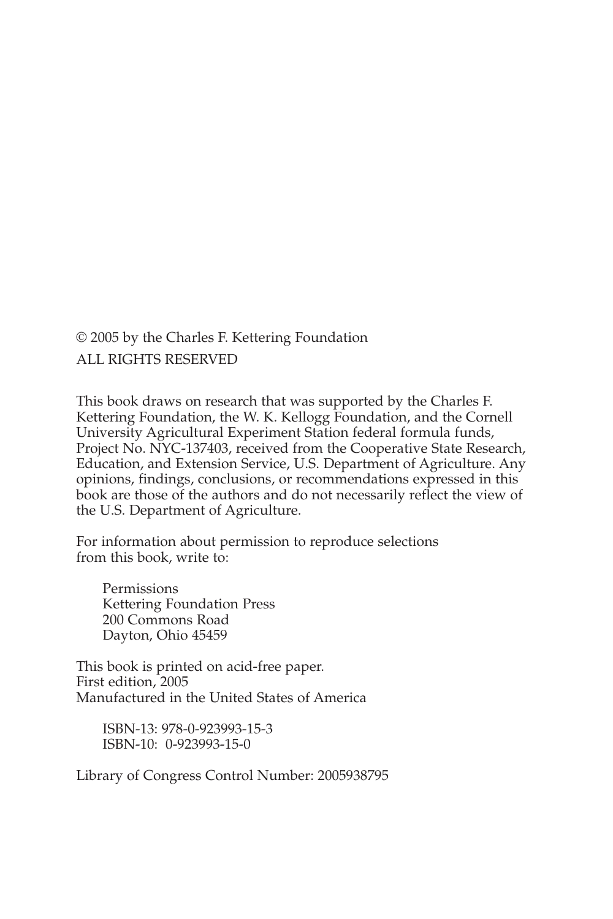© 2005 by the Charles F. Kettering Foundation
ALL RIGHTS RESERVED

This book draws on research that was supported by the Charles F. Kettering Foundation, the W. K. Kellogg Foundation, and the Cornell University Agricultural Experiment Station federal formula funds, Project No. NYC-137403, received from the Cooperative State Research, Education, and Extension Service, U.S. Department of Agriculture. Any opinions, findings, conclusions, or recommendations expressed in this book are those of the authors and do not necessarily reflect the view of the U.S. Department of Agriculture.

For information about permission to reproduce selections from this book, write to:

Permissions
Kettering Foundation Press
200 Commons Road
Dayton, Ohio 45459

This book is printed on acid-free paper.
First edition, 2005
Manufactured in the United States of America

ISBN-13: 978-0-923993-15-3
ISBN-10: 0-923993-15-0

Library of Congress Control Number: 2005938795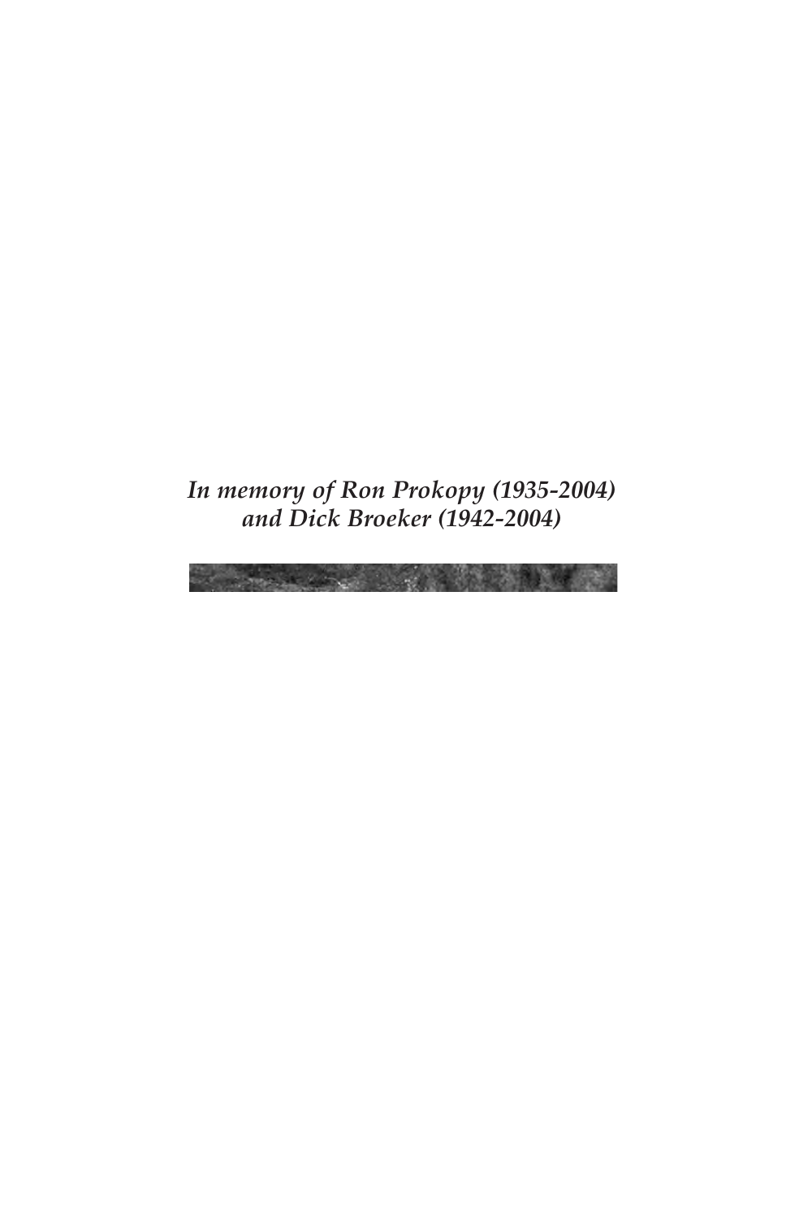*In memory of Ron Prokopy (1935-2004)*
*and Dick Broeker (1942-2004)*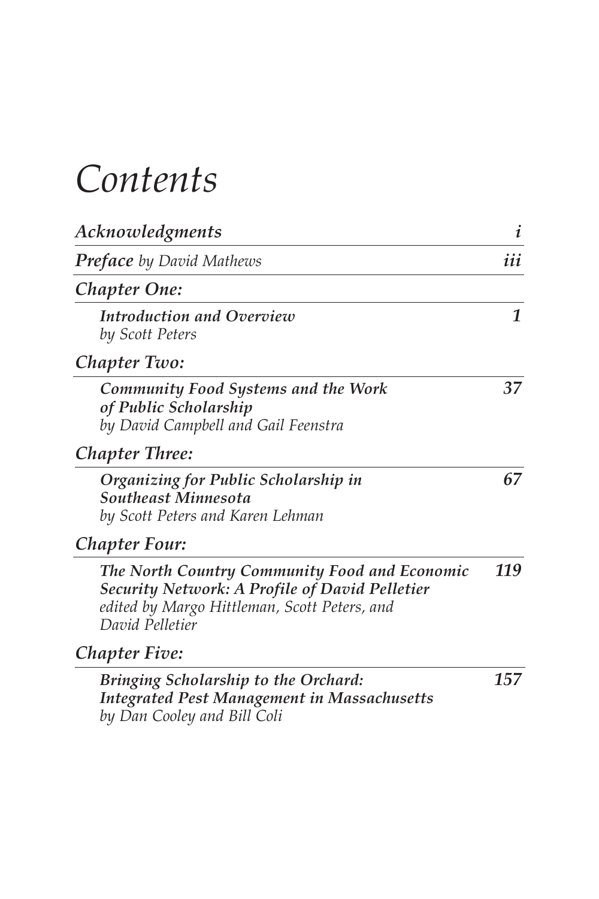# *Contents*

| | |
|---|---|
| ***Acknowledgments*** | ***i*** |
| ***Preface*** *by David Mathews* | ***iii*** |
| ***Chapter One:*** | |
| ***Introduction and Overview*** *by Scott Peters* | ***1*** |
| ***Chapter Two:*** | |
| ***Community Food Systems and the Work of Public Scholarship*** *by David Campbell and Gail Feenstra* | ***37*** |
| ***Chapter Three:*** | |
| ***Organizing for Public Scholarship in Southeast Minnesota*** *by Scott Peters and Karen Lehman* | ***67*** |
| ***Chapter Four:*** | |
| ***The North Country Community Food and Economic Security Network: A Profile of David Pelletier*** *edited by Margo Hittleman, Scott Peters, and David Pelletier* | ***119*** |
| ***Chapter Five:*** | |
| ***Bringing Scholarship to the Orchard: Integrated Pest Management in Massachusetts*** *by Dan Cooley and Bill Coli* | ***157*** |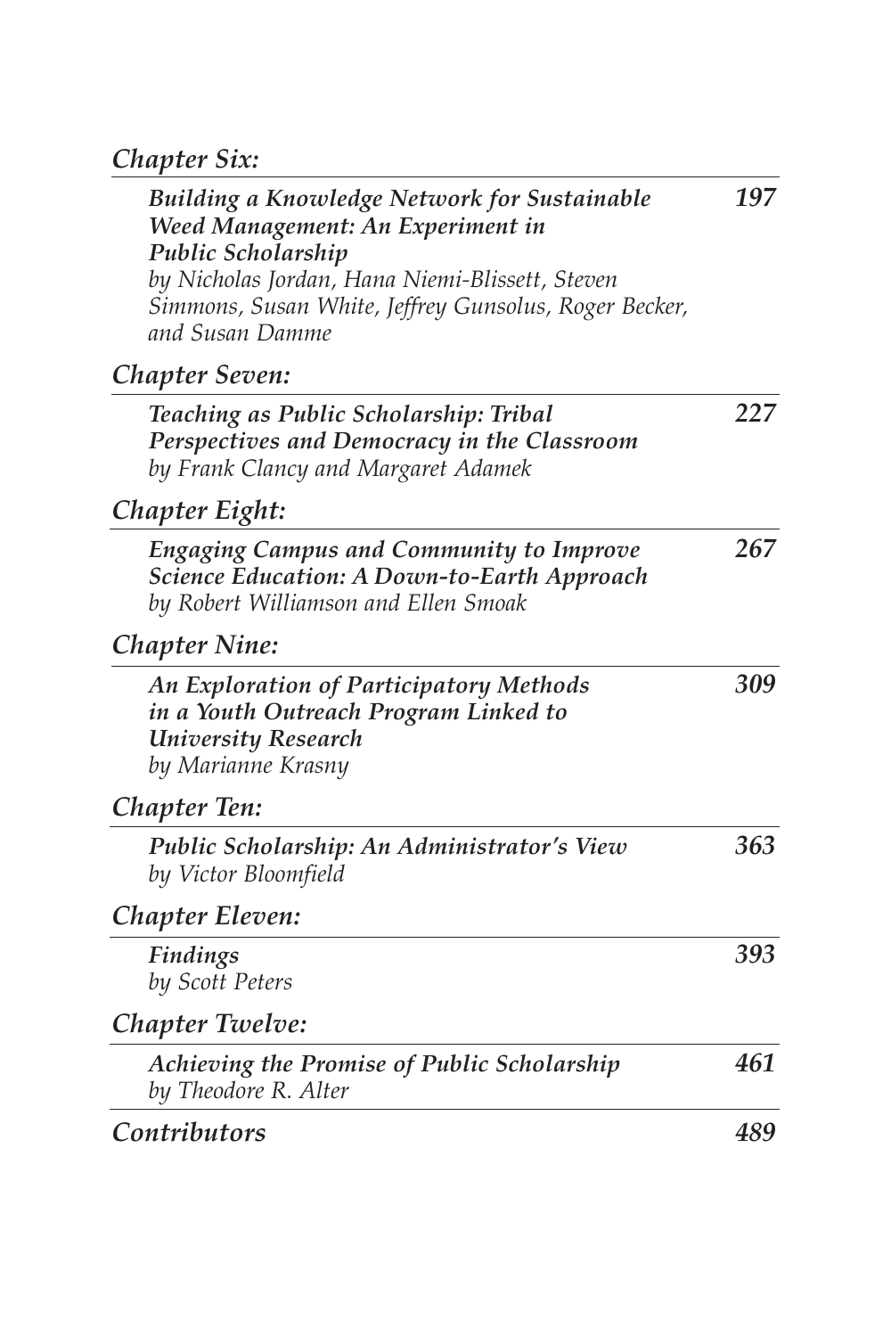*Chapter Six:*

***Building a Knowledge Network for Sustainable Weed Management: An Experiment in Public Scholarship*** ***197***
*by Nicholas Jordan, Hana Niemi-Blissett, Steven Simmons, Susan White, Jeffrey Gunsolus, Roger Becker, and Susan Damme*

*Chapter Seven:*

***Teaching as Public Scholarship: Tribal Perspectives and Democracy in the Classroom*** ***227***
*by Frank Clancy and Margaret Adamek*

*Chapter Eight:*

***Engaging Campus and Community to Improve Science Education: A Down-to-Earth Approach*** ***267***
*by Robert Williamson and Ellen Smoak*

*Chapter Nine:*

***An Exploration of Participatory Methods in a Youth Outreach Program Linked to University Research*** ***309***
*by Marianne Krasny*

*Chapter Ten:*

***Public Scholarship: An Administrator's View*** ***363***
*by Victor Bloomfield*

*Chapter Eleven:*

***Findings*** ***393***
*by Scott Peters*

*Chapter Twelve:*

***Achieving the Promise of Public Scholarship*** ***461***
*by Theodore R. Alter*

***Contributors*** ***489***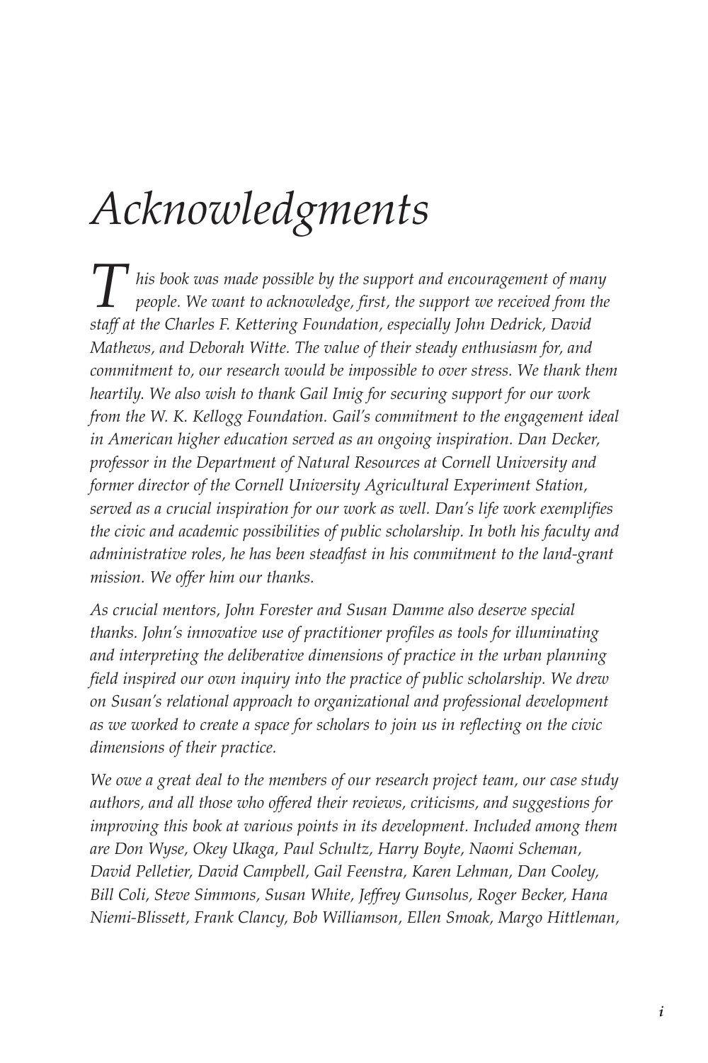# *Acknowledgments*

*This book was made possible by the support and encouragement of many people. We want to acknowledge, first, the support we received from the staff at the Charles F. Kettering Foundation, especially John Dedrick, David Mathews, and Deborah Witte. The value of their steady enthusiasm for, and commitment to, our research would be impossible to over stress. We thank them heartily. We also wish to thank Gail Imig for securing support for our work from the W. K. Kellogg Foundation. Gail's commitment to the engagement ideal in American higher education served as an ongoing inspiration. Dan Decker, professor in the Department of Natural Resources at Cornell University and former director of the Cornell University Agricultural Experiment Station, served as a crucial inspiration for our work as well. Dan's life work exemplifies the civic and academic possibilities of public scholarship. In both his faculty and administrative roles, he has been steadfast in his commitment to the land-grant mission. We offer him our thanks.*

*As crucial mentors, John Forester and Susan Damme also deserve special thanks. John's innovative use of practitioner profiles as tools for illuminating and interpreting the deliberative dimensions of practice in the urban planning field inspired our own inquiry into the practice of public scholarship. We drew on Susan's relational approach to organizational and professional development as we worked to create a space for scholars to join us in reflecting on the civic dimensions of their practice.*

*We owe a great deal to the members of our research project team, our case study authors, and all those who offered their reviews, criticisms, and suggestions for improving this book at various points in its development. Included among them are Don Wyse, Okey Ukaga, Paul Schultz, Harry Boyte, Naomi Scheman, David Pelletier, David Campbell, Gail Feenstra, Karen Lehman, Dan Cooley, Bill Coli, Steve Simmons, Susan White, Jeffrey Gunsolus, Roger Becker, Hana Niemi-Blissett, Frank Clancy, Bob Williamson, Ellen Smoak, Margo Hittleman,*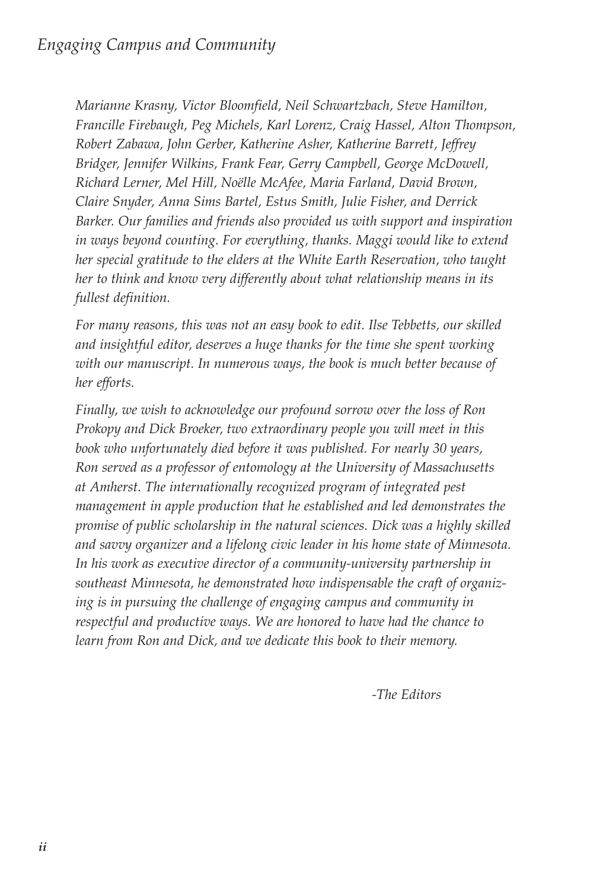*Marianne Krasny, Victor Bloomfield, Neil Schwartzbach, Steve Hamilton, Francille Firebaugh, Peg Michels, Karl Lorenz, Craig Hassel, Alton Thompson, Robert Zabawa, John Gerber, Katherine Asher, Katherine Barrett, Jeffrey Bridger, Jennifer Wilkins, Frank Fear, Gerry Campbell, George McDowell, Richard Lerner, Mel Hill, Noëlle McAfee, Maria Farland, David Brown, Claire Snyder, Anna Sims Bartel, Estus Smith, Julie Fisher, and Derrick Barker. Our families and friends also provided us with support and inspiration in ways beyond counting. For everything, thanks. Maggi would like to extend her special gratitude to the elders at the White Earth Reservation, who taught her to think and know very differently about what relationship means in its fullest definition.*

*For many reasons, this was not an easy book to edit. Ilse Tebbetts, our skilled and insightful editor, deserves a huge thanks for the time she spent working with our manuscript. In numerous ways, the book is much better because of her efforts.*

*Finally, we wish to acknowledge our profound sorrow over the loss of Ron Prokopy and Dick Broeker, two extraordinary people you will meet in this book who unfortunately died before it was published. For nearly 30 years, Ron served as a professor of entomology at the University of Massachusetts at Amherst. The internationally recognized program of integrated pest management in apple production that he established and led demonstrates the promise of public scholarship in the natural sciences. Dick was a highly skilled and savvy organizer and a lifelong civic leader in his home state of Minnesota. In his work as executive director of a community-university partnership in southeast Minnesota, he demonstrated how indispensable the craft of organizing is in pursuing the challenge of engaging campus and community in respectful and productive ways. We are honored to have had the chance to learn from Ron and Dick, and we dedicate this book to their memory.*

*-The Editors*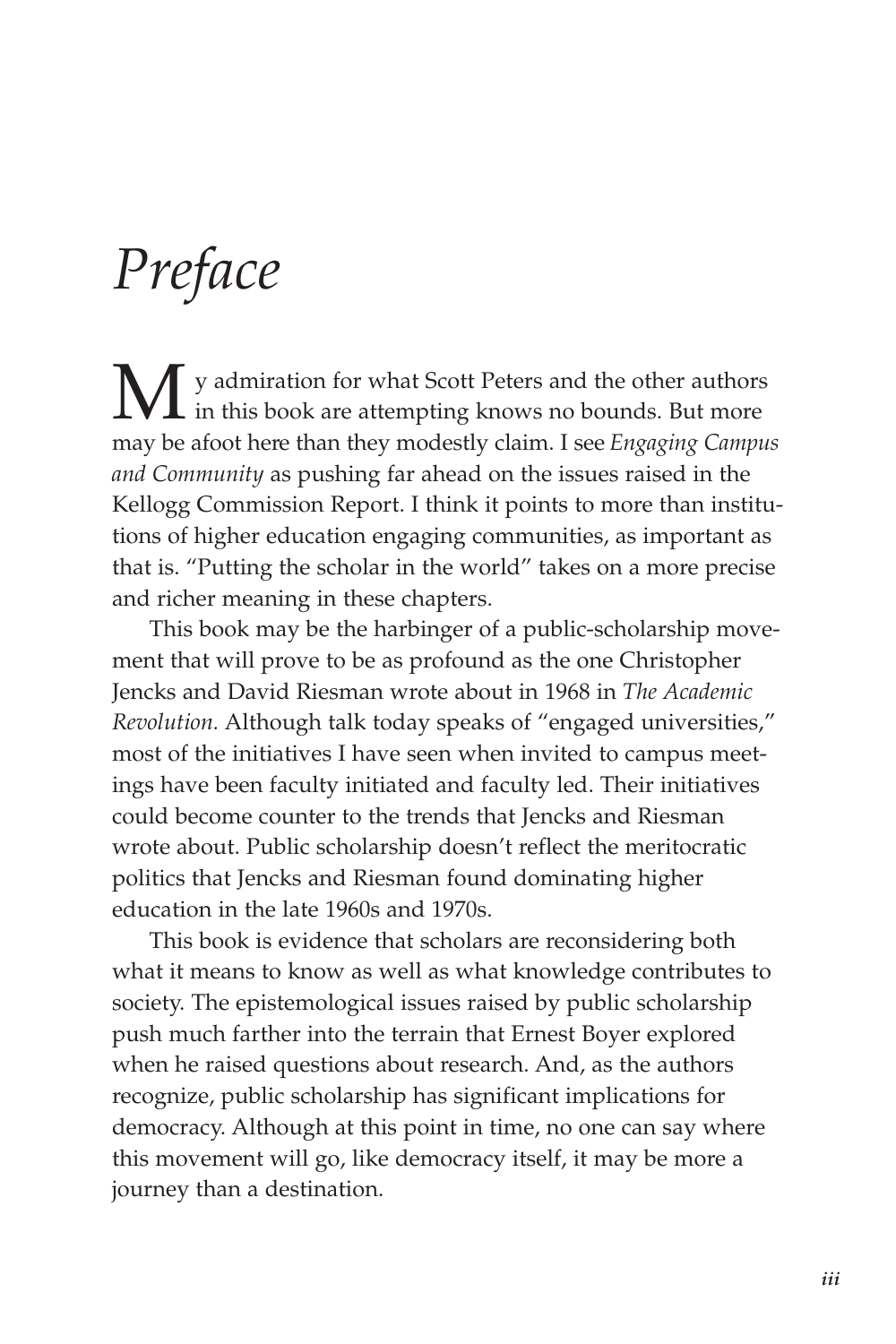# *Preface*

My admiration for what Scott Peters and the other authors in this book are attempting knows no bounds. But more may be afoot here than they modestly claim. I see *Engaging Campus and Community* as pushing far ahead on the issues raised in the Kellogg Commission Report. I think it points to more than institutions of higher education engaging communities, as important as that is. "Putting the scholar in the world" takes on a more precise and richer meaning in these chapters.

This book may be the harbinger of a public-scholarship movement that will prove to be as profound as the one Christopher Jencks and David Riesman wrote about in 1968 in *The Academic Revolution.* Although talk today speaks of "engaged universities," most of the initiatives I have seen when invited to campus meetings have been faculty initiated and faculty led. Their initiatives could become counter to the trends that Jencks and Riesman wrote about. Public scholarship doesn't reflect the meritocratic politics that Jencks and Riesman found dominating higher education in the late 1960s and 1970s.

This book is evidence that scholars are reconsidering both what it means to know as well as what knowledge contributes to society. The epistemological issues raised by public scholarship push much farther into the terrain that Ernest Boyer explored when he raised questions about research. And, as the authors recognize, public scholarship has significant implications for democracy. Although at this point in time, no one can say where this movement will go, like democracy itself, it may be more a journey than a destination.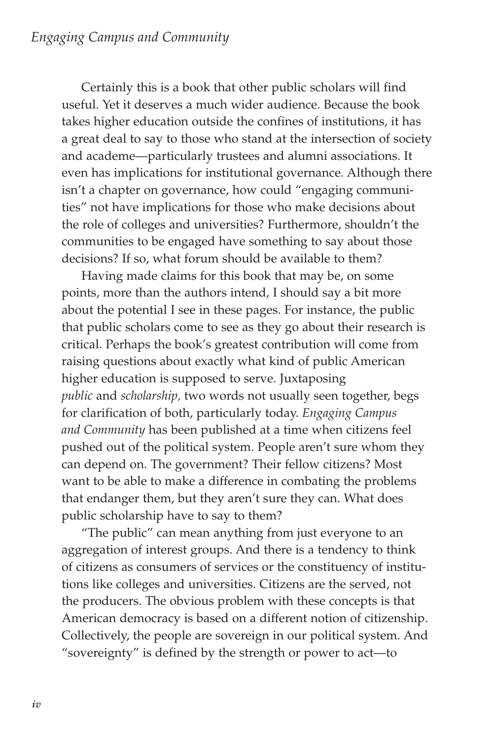Certainly this is a book that other public scholars will find useful. Yet it deserves a much wider audience. Because the book takes higher education outside the confines of institutions, it has a great deal to say to those who stand at the intersection of society and academe—particularly trustees and alumni associations. It even has implications for institutional governance. Although there isn't a chapter on governance, how could "engaging communities" not have implications for those who make decisions about the role of colleges and universities? Furthermore, shouldn't the communities to be engaged have something to say about those decisions? If so, what forum should be available to them?

Having made claims for this book that may be, on some points, more than the authors intend, I should say a bit more about the potential I see in these pages. For instance, the public that public scholars come to see as they go about their research is critical. Perhaps the book's greatest contribution will come from raising questions about exactly what kind of public American higher education is supposed to serve. Juxtaposing *public* and *scholarship,* two words not usually seen together, begs for clarification of both, particularly today. *Engaging Campus and Community* has been published at a time when citizens feel pushed out of the political system. People aren't sure whom they can depend on. The government? Their fellow citizens? Most want to be able to make a difference in combating the problems that endanger them, but they aren't sure they can. What does public scholarship have to say to them?

"The public" can mean anything from just everyone to an aggregation of interest groups. And there is a tendency to think of citizens as consumers of services or the constituency of institutions like colleges and universities. Citizens are the served, not the producers. The obvious problem with these concepts is that American democracy is based on a different notion of citizenship. Collectively, the people are sovereign in our political system. And "sovereignty" is defined by the strength or power to act—to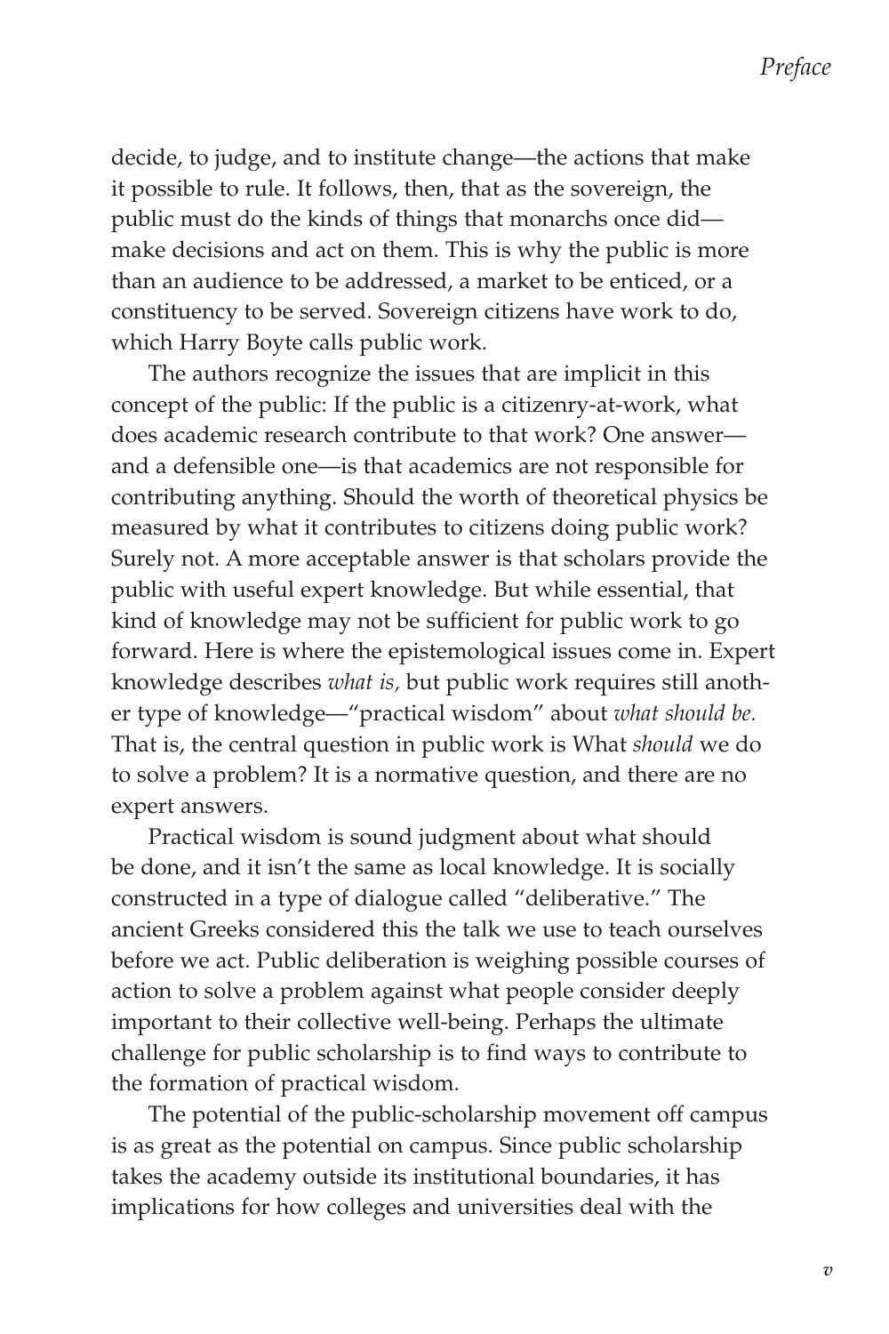decide, to judge, and to institute change—the actions that make it possible to rule. It follows, then, that as the sovereign, the public must do the kinds of things that monarchs once did—make decisions and act on them. This is why the public is more than an audience to be addressed, a market to be enticed, or a constituency to be served. Sovereign citizens have work to do, which Harry Boyte calls public work.

The authors recognize the issues that are implicit in this concept of the public: If the public is a citizenry-at-work, what does academic research contribute to that work? One answer—and a defensible one—is that academics are not responsible for contributing anything. Should the worth of theoretical physics be measured by what it contributes to citizens doing public work? Surely not. A more acceptable answer is that scholars provide the public with useful expert knowledge. But while essential, that kind of knowledge may not be sufficient for public work to go forward. Here is where the epistemological issues come in. Expert knowledge describes *what is,* but public work requires still another type of knowledge—"practical wisdom" about *what should be.* That is, the central question in public work is What *should* we do to solve a problem? It is a normative question, and there are no expert answers.

Practical wisdom is sound judgment about what should be done, and it isn't the same as local knowledge. It is socially constructed in a type of dialogue called "deliberative." The ancient Greeks considered this the talk we use to teach ourselves before we act. Public deliberation is weighing possible courses of action to solve a problem against what people consider deeply important to their collective well-being. Perhaps the ultimate challenge for public scholarship is to find ways to contribute to the formation of practical wisdom.

The potential of the public-scholarship movement off campus is as great as the potential on campus. Since public scholarship takes the academy outside its institutional boundaries, it has implications for how colleges and universities deal with the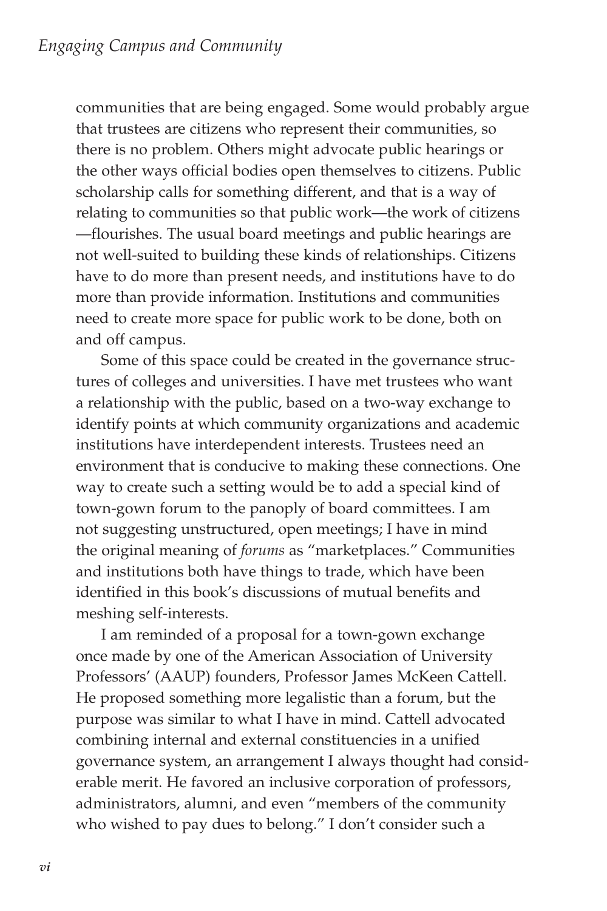communities that are being engaged. Some would probably argue that trustees are citizens who represent their communities, so there is no problem. Others might advocate public hearings or the other ways official bodies open themselves to citizens. Public scholarship calls for something different, and that is a way of relating to communities so that public work—the work of citizens—flourishes. The usual board meetings and public hearings are not well-suited to building these kinds of relationships. Citizens have to do more than present needs, and institutions have to do more than provide information. Institutions and communities need to create more space for public work to be done, both on and off campus.

Some of this space could be created in the governance structures of colleges and universities. I have met trustees who want a relationship with the public, based on a two-way exchange to identify points at which community organizations and academic institutions have interdependent interests. Trustees need an environment that is conducive to making these connections. One way to create such a setting would be to add a special kind of town-gown forum to the panoply of board committees. I am not suggesting unstructured, open meetings; I have in mind the original meaning of *forums* as "marketplaces." Communities and institutions both have things to trade, which have been identified in this book's discussions of mutual benefits and meshing self-interests.

I am reminded of a proposal for a town-gown exchange once made by one of the American Association of University Professors' (AAUP) founders, Professor James McKeen Cattell. He proposed something more legalistic than a forum, but the purpose was similar to what I have in mind. Cattell advocated combining internal and external constituencies in a unified governance system, an arrangement I always thought had considerable merit. He favored an inclusive corporation of professors, administrators, alumni, and even "members of the community who wished to pay dues to belong." I don't consider such a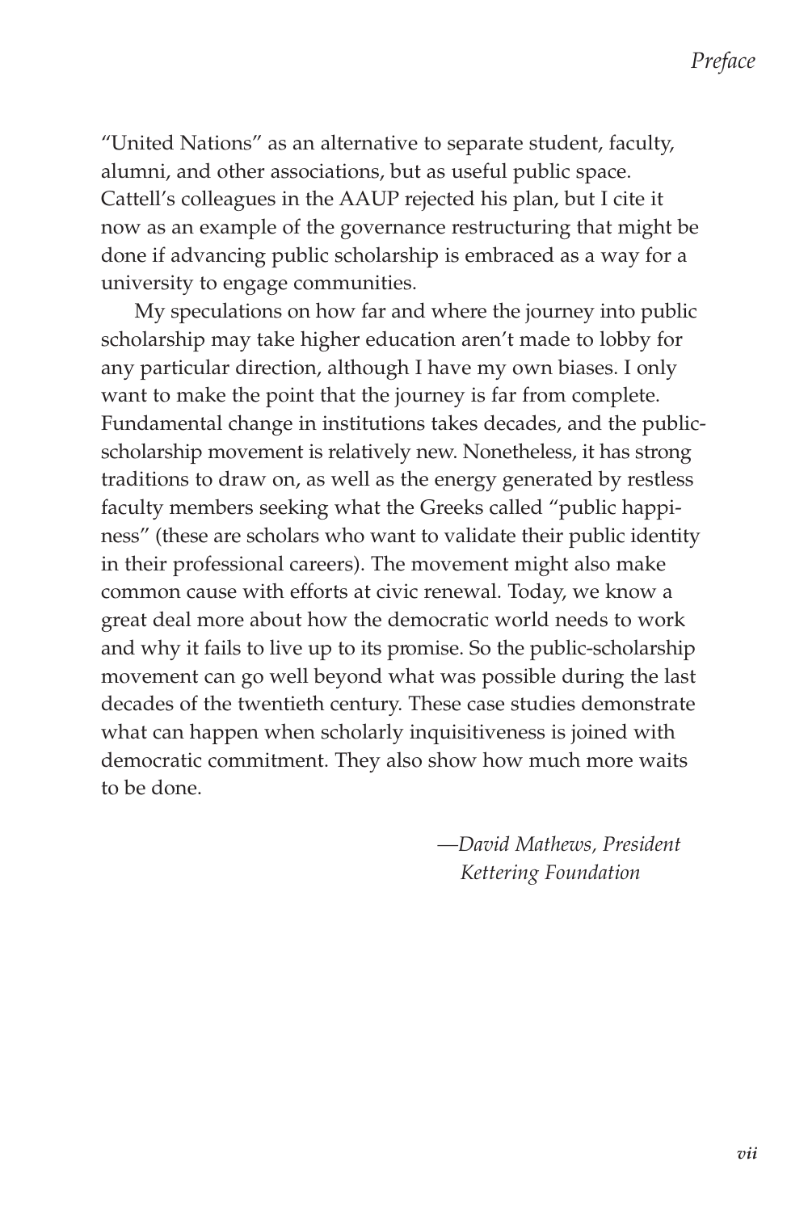"United Nations" as an alternative to separate student, faculty, alumni, and other associations, but as useful public space. Cattell's colleagues in the AAUP rejected his plan, but I cite it now as an example of the governance restructuring that might be done if advancing public scholarship is embraced as a way for a university to engage communities.

My speculations on how far and where the journey into public scholarship may take higher education aren't made to lobby for any particular direction, although I have my own biases. I only want to make the point that the journey is far from complete. Fundamental change in institutions takes decades, and the public-scholarship movement is relatively new. Nonetheless, it has strong traditions to draw on, as well as the energy generated by restless faculty members seeking what the Greeks called "public happiness" (these are scholars who want to validate their public identity in their professional careers). The movement might also make common cause with efforts at civic renewal. Today, we know a great deal more about how the democratic world needs to work and why it fails to live up to its promise. So the public-scholarship movement can go well beyond what was possible during the last decades of the twentieth century. These case studies demonstrate what can happen when scholarly inquisitiveness is joined with democratic commitment. They also show how much more waits to be done.

*—David Mathews, President*
*Kettering Foundation*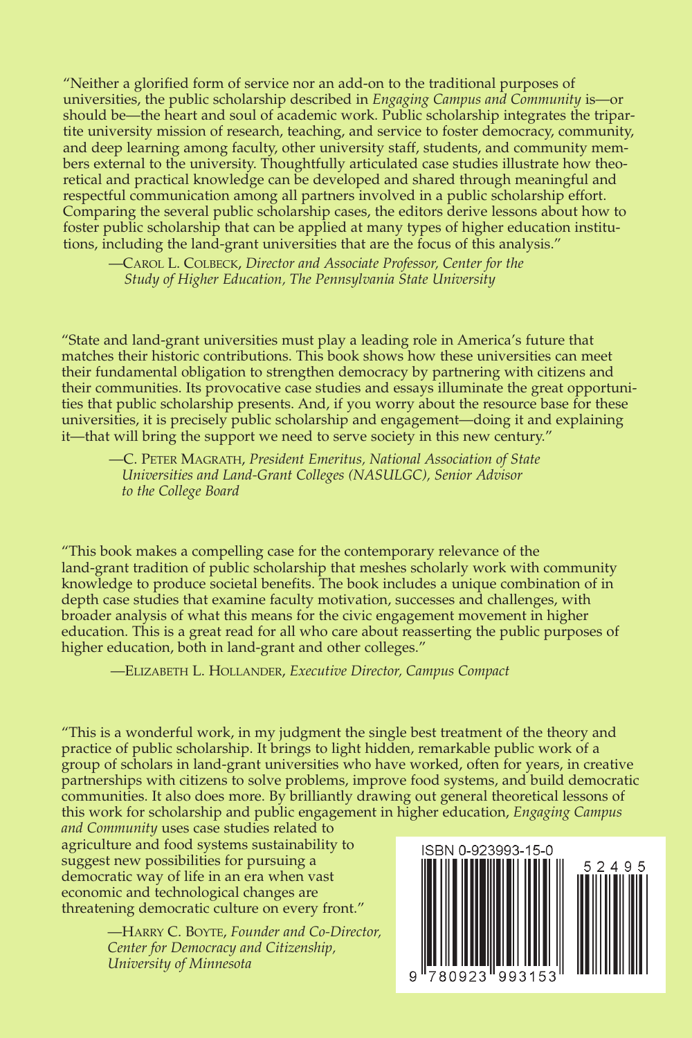"Neither a glorified form of service nor an add-on to the traditional purposes of universities, the public scholarship described in *Engaging Campus and Community* is—or should be—the heart and soul of academic work. Public scholarship integrates the tripartite university mission of research, teaching, and service to foster democracy, community, and deep learning among faculty, other university staff, students, and community members external to the university. Thoughtfully articulated case studies illustrate how theoretical and practical knowledge can be developed and shared through meaningful and respectful communication among all partners involved in a public scholarship effort. Comparing the several public scholarship cases, the editors derive lessons about how to foster public scholarship that can be applied at many types of higher education institutions, including the land-grant universities that are the focus of this analysis."

—Carol L. Colbeck, *Director and Associate Professor, Center for the Study of Higher Education, The Pennsylvania State University*

"State and land-grant universities must play a leading role in America's future that matches their historic contributions. This book shows how these universities can meet their fundamental obligation to strengthen democracy by partnering with citizens and their communities. Its provocative case studies and essays illuminate the great opportunities that public scholarship presents. And, if you worry about the resource base for these universities, it is precisely public scholarship and engagement—doing it and explaining it—that will bring the support we need to serve society in this new century."

—C. Peter Magrath, *President Emeritus, National Association of State Universities and Land-Grant Colleges (NASULGC), Senior Advisor to the College Board*

"This book makes a compelling case for the contemporary relevance of the land-grant tradition of public scholarship that meshes scholarly work with community knowledge to produce societal benefits. The book includes a unique combination of in depth case studies that examine faculty motivation, successes and challenges, with broader analysis of what this means for the civic engagement movement in higher education. This is a great read for all who care about reasserting the public purposes of higher education, both in land-grant and other colleges."

—Elizabeth L. Hollander, *Executive Director, Campus Compact*

"This is a wonderful work, in my judgment the single best treatment of the theory and practice of public scholarship. It brings to light hidden, remarkable public work of a group of scholars in land-grant universities who have worked, often for years, in creative partnerships with citizens to solve problems, improve food systems, and build democratic communities. It also does more. By brilliantly drawing out general theoretical lessons of this work for scholarship and public engagement in higher education, *Engaging Campus and Community* uses case studies related to agriculture and food systems sustainability to suggest new possibilities for pursuing a democratic way of life in an era when vast economic and technological changes are threatening democratic culture on every front."

—Harry C. Boyte, *Founder and Co-Director, Center for Democracy and Citizenship, University of Minnesota*

ISBN 0-923993-15-0

52495

9 780923 993153